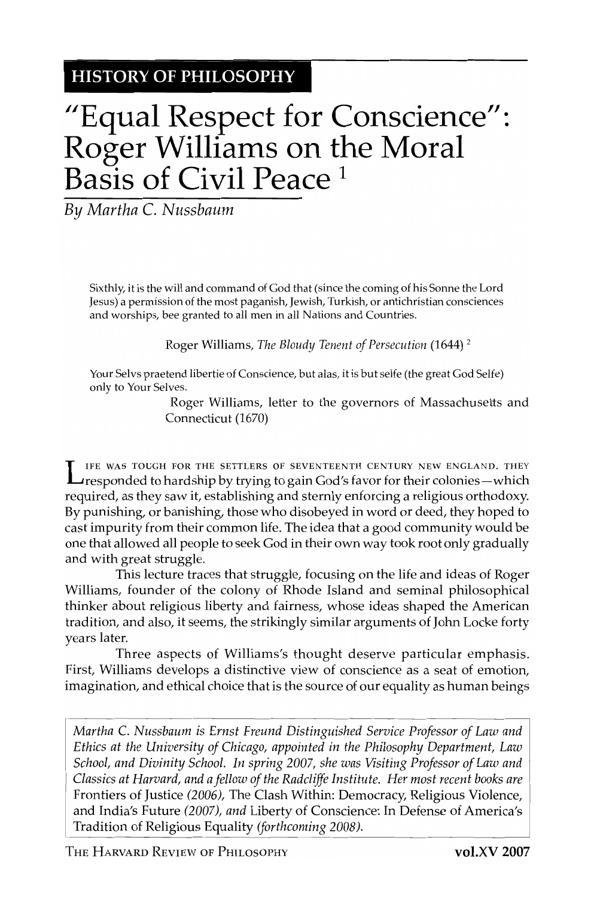HISTORY OF PHILOSOPHY

# "Equal Respect for Conscience": Roger Williams on the Moral Basis of Civil Peace [1]

*By Martha C. Nussbaum*

> Sixthly, it is the will and command of God that (since the coming of his Sonne the Lord Jesus) a permission of the most paganish, Jewish, Turkish, or antichristian consciences and worships, bee granted to all men in all Nations and Countries.
>
> Roger Williams, *The Bloudy Tenent of Persecution* (1644) [2]

> Your Selvs praetend libertie of Conscience, but alas, it is but selfe (the great God Selfe) only to Your Selves.
>
> Roger Williams, letter to the governors of Massachusetts and Connecticut (1670)

LIFE WAS TOUGH FOR THE SETTLERS OF SEVENTEENTH CENTURY NEW ENGLAND. THEY responded to hardship by trying to gain God's favor for their colonies—which required, as they saw it, establishing and sternly enforcing a religious orthodoxy. By punishing, or banishing, those who disobeyed in word or deed, they hoped to cast impurity from their common life. The idea that a good community would be one that allowed all people to seek God in their own way took root only gradually and with great struggle.

This lecture traces that struggle, focusing on the life and ideas of Roger Williams, founder of the colony of Rhode Island and seminal philosophical thinker about religious liberty and fairness, whose ideas shaped the American tradition, and also, it seems, the strikingly similar arguments of John Locke forty years later.

Three aspects of Williams's thought deserve particular emphasis. First, Williams develops a distinctive view of conscience as a seat of emotion, imagination, and ethical choice that is the source of our equality as human beings

*Martha C. Nussbaum is Ernst Freund Distinguished Service Professor of Law and Ethics at the University of Chicago, appointed in the Philosophy Department, Law School, and Divinity School. In spring 2007, she was Visiting Professor of Law and Classics at Harvard, and a fellow of the Radcliffe Institute. Her most recent books are* Frontiers of Justice *(2006),* The Clash Within: Democracy, Religious Violence, and India's Future *(2007), and* Liberty of Conscience: In Defense of America's Tradition of Religious Equality *(forthcoming 2008).*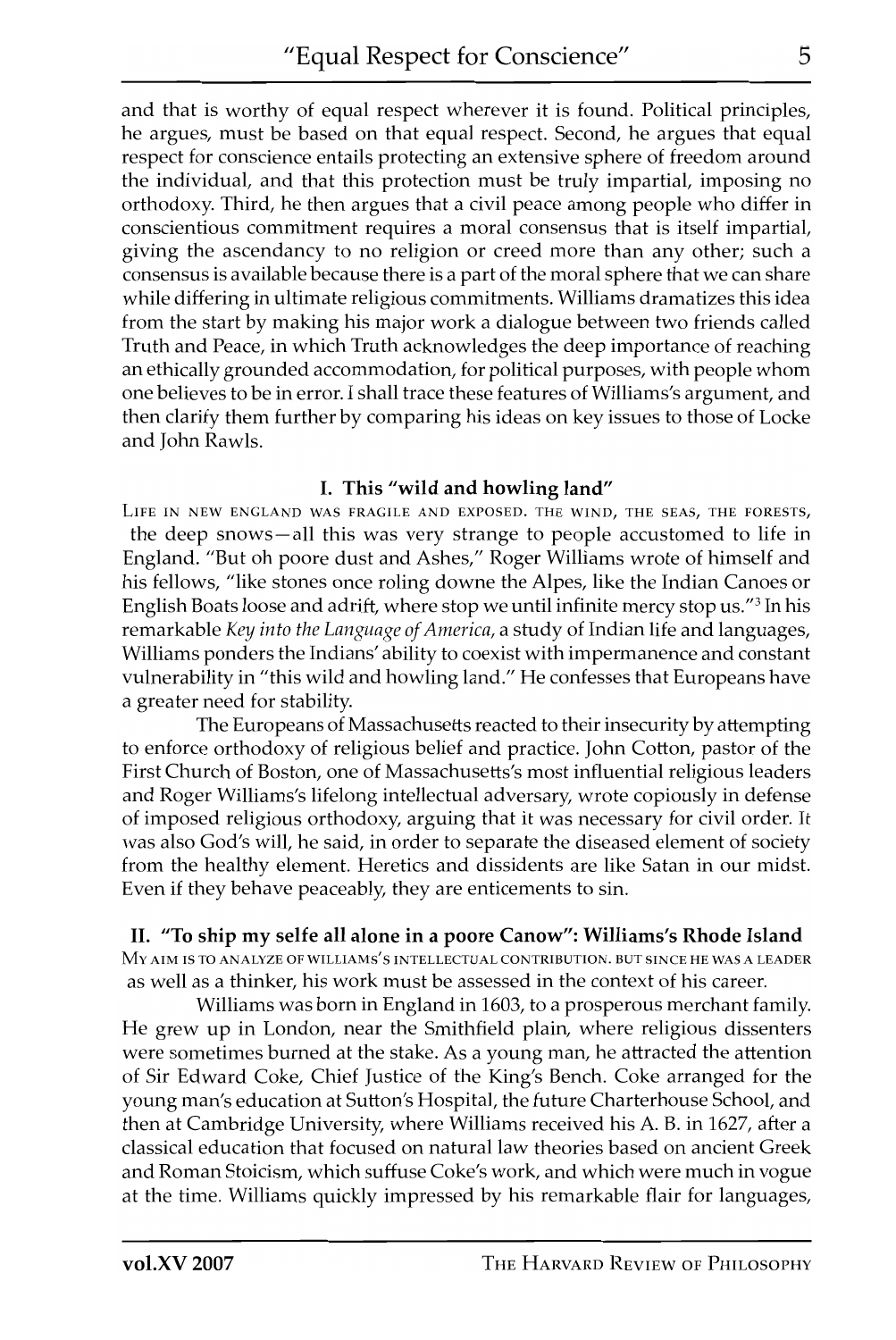and that is worthy of equal respect wherever it is found. Political principles, he argues, must be based on that equal respect. Second, he argues that equal respect for conscience entails protecting an extensive sphere of freedom around the individual, and that this protection must be truly impartial, imposing no orthodoxy. Third, he then argues that a civil peace among people who differ in conscientious commitment requires a moral consensus that is itself impartial, giving the ascendancy to no religion or creed more than any other; such a consensus is available because there is a part of the moral sphere that we can share while differing in ultimate religious commitments. Williams dramatizes this idea from the start by making his major work a dialogue between two friends called Truth and Peace, in which Truth acknowledges the deep importance of reaching an ethically grounded accommodation, for political purposes, with people whom one believes to be in error. I shall trace these features of Williams's argument, and then clarify them further by comparing his ideas on key issues to those of Locke and John Rawls.

## I. This "wild and howling land"

LIFE IN NEW ENGLAND WAS FRAGILE AND EXPOSED. THE WIND, THE SEAS, THE FORESTS, the deep snows—all this was very strange to people accustomed to life in England. "But oh poore dust and Ashes," Roger Williams wrote of himself and his fellows, "like stones once roling downe the Alpes, like the Indian Canoes or English Boats loose and adrift, where stop we until infinite mercy stop us."[3] In his remarkable *Key into the Language of America*, a study of Indian life and languages, Williams ponders the Indians' ability to coexist with impermanence and constant vulnerability in "this wild and howling land." He confesses that Europeans have a greater need for stability.

The Europeans of Massachusetts reacted to their insecurity by attempting to enforce orthodoxy of religious belief and practice. John Cotton, pastor of the First Church of Boston, one of Massachusetts's most influential religious leaders and Roger Williams's lifelong intellectual adversary, wrote copiously in defense of imposed religious orthodoxy, arguing that it was necessary for civil order. It was also God's will, he said, in order to separate the diseased element of society from the healthy element. Heretics and dissidents are like Satan in our midst. Even if they behave peaceably, they are enticements to sin.

## II. "To ship my selfe all alone in a poore Canow": Williams's Rhode Island

MY AIM IS TO ANALYZE OF WILLIAMS'S INTELLECTUAL CONTRIBUTION. BUT SINCE HE WAS A LEADER as well as a thinker, his work must be assessed in the context of his career.

Williams was born in England in 1603, to a prosperous merchant family. He grew up in London, near the Smithfield plain, where religious dissenters were sometimes burned at the stake. As a young man, he attracted the attention of Sir Edward Coke, Chief Justice of the King's Bench. Coke arranged for the young man's education at Sutton's Hospital, the future Charterhouse School, and then at Cambridge University, where Williams received his A. B. in 1627, after a classical education that focused on natural law theories based on ancient Greek and Roman Stoicism, which suffuse Coke's work, and which were much in vogue at the time. Williams quickly impressed by his remarkable flair for languages,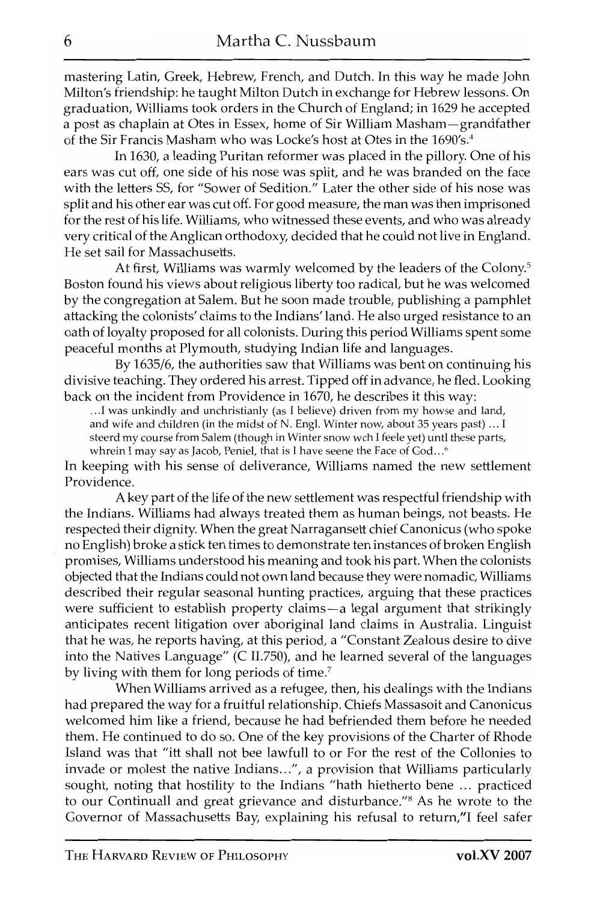mastering Latin, Greek, Hebrew, French, and Dutch. In this way he made John Milton's friendship: he taught Milton Dutch in exchange for Hebrew lessons. On graduation, Williams took orders in the Church of England; in 1629 he accepted a post as chaplain at Otes in Essex, home of Sir William Masham—grandfather of the Sir Francis Masham who was Locke's host at Otes in the 1690's.[4]

In 1630, a leading Puritan reformer was placed in the pillory. One of his ears was cut off, one side of his nose was split, and he was branded on the face with the letters SS, for "Sower of Sedition." Later the other side of his nose was split and his other ear was cut off. For good measure, the man was then imprisoned for the rest of his life. Williams, who witnessed these events, and who was already very critical of the Anglican orthodoxy, decided that he could not live in England. He set sail for Massachusetts.

At first, Williams was warmly welcomed by the leaders of the Colony.[5] Boston found his views about religious liberty too radical, but he was welcomed by the congregation at Salem. But he soon made trouble, publishing a pamphlet attacking the colonists' claims to the Indians' land. He also urged resistance to an oath of loyalty proposed for all colonists. During this period Williams spent some peaceful months at Plymouth, studying Indian life and languages.

By 1635/6, the authorities saw that Williams was bent on continuing his divisive teaching. They ordered his arrest. Tipped off in advance, he fled. Looking back on the incident from Providence in 1670, he describes it this way:

> ...I was unkindly and unchristianly (as I believe) driven from my howse and land, and wife and children (in the midst of N. Engl. Winter now, about 35 years past) ... I steerd my course from Salem (though in Winter snow wch I feele yet) untl these parts, whrein I may say as Jacob, Peniel, that is I have seene the Face of God...[6]

In keeping with his sense of deliverance, Williams named the new settlement Providence.

A key part of the life of the new settlement was respectful friendship with the Indians. Williams had always treated them as human beings, not beasts. He respected their dignity. When the great Narragansett chief Canonicus (who spoke no English) broke a stick ten times to demonstrate ten instances of broken English promises, Williams understood his meaning and took his part. When the colonists objected that the Indians could not own land because they were nomadic, Williams described their regular seasonal hunting practices, arguing that these practices were sufficient to establish property claims—a legal argument that strikingly anticipates recent litigation over aboriginal land claims in Australia. Linguist that he was, he reports having, at this period, a "Constant Zealous desire to dive into the Natives Language" (C II.750), and he learned several of the languages by living with them for long periods of time.[7]

When Williams arrived as a refugee, then, his dealings with the Indians had prepared the way for a fruitful relationship. Chiefs Massasoit and Canonicus welcomed him like a friend, because he had befriended them before he needed them. He continued to do so. One of the key provisions of the Charter of Rhode Island was that "itt shall not bee lawfull to or For the rest of the Collonies to invade or molest the native Indians...", a provision that Williams particularly sought, noting that hostility to the Indians "hath hietherto bene ... practiced to our Continuall and great grievance and disturbance."[8] As he wrote to the Governor of Massachusetts Bay, explaining his refusal to return,"I feel safer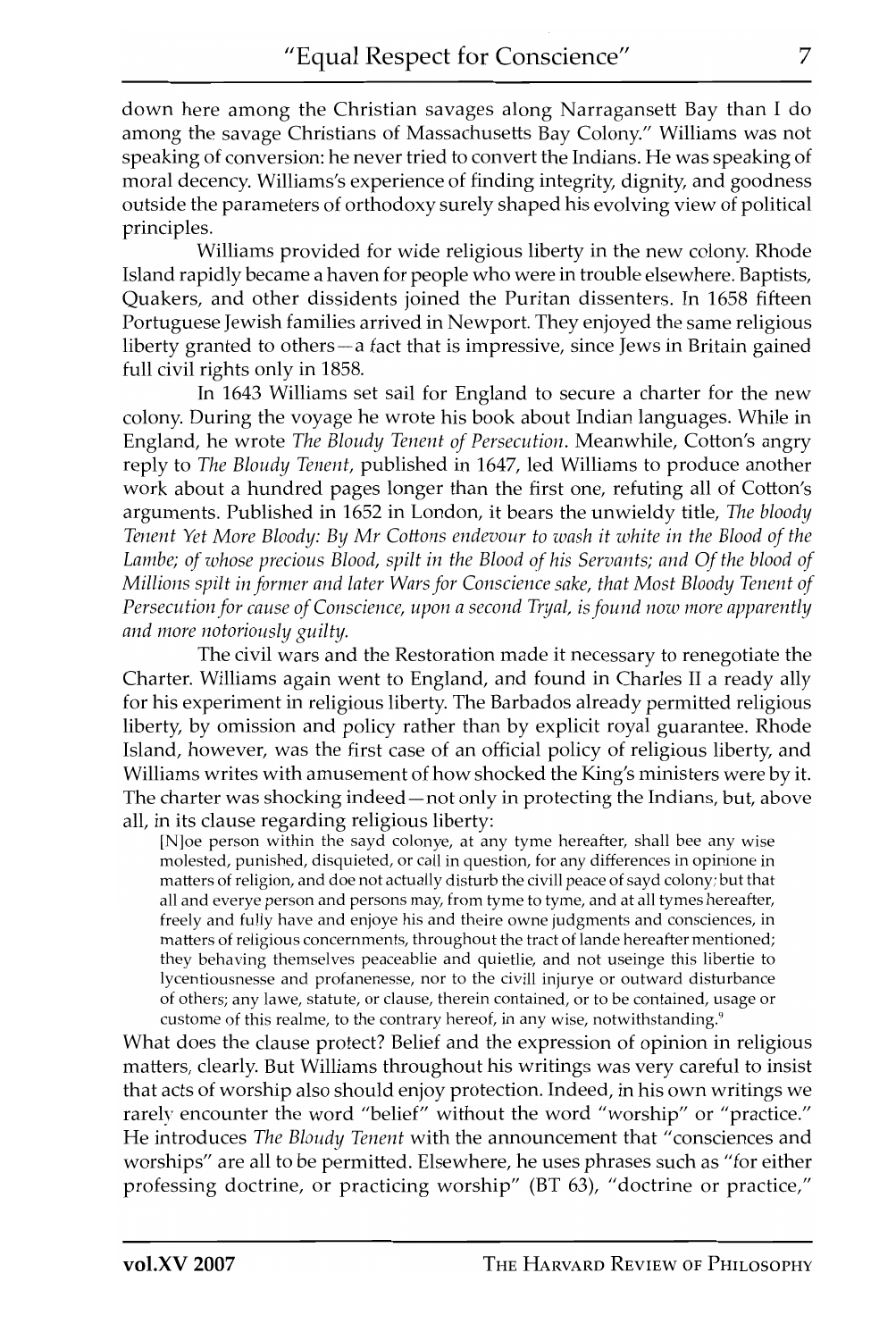down here among the Christian savages along Narragansett Bay than I do among the savage Christians of Massachusetts Bay Colony." Williams was not speaking of conversion: he never tried to convert the Indians. He was speaking of moral decency. Williams's experience of finding integrity, dignity, and goodness outside the parameters of orthodoxy surely shaped his evolving view of political principles.

Williams provided for wide religious liberty in the new colony. Rhode Island rapidly became a haven for people who were in trouble elsewhere. Baptists, Quakers, and other dissidents joined the Puritan dissenters. In 1658 fifteen Portuguese Jewish families arrived in Newport. They enjoyed the same religious liberty granted to others—a fact that is impressive, since Jews in Britain gained full civil rights only in 1858.

In 1643 Williams set sail for England to secure a charter for the new colony. During the voyage he wrote his book about Indian languages. While in England, he wrote *The Bloudy Tenent of Persecution*. Meanwhile, Cotton's angry reply to *The Bloudy Tenent*, published in 1647, led Williams to produce another work about a hundred pages longer than the first one, refuting all of Cotton's arguments. Published in 1652 in London, it bears the unwieldy title, *The bloody Tenent Yet More Bloody: By Mr Cottons endevour to wash it white in the Blood of the Lambe; of whose precious Blood, spilt in the Blood of his Servants; and Of the blood of Millions spilt in former and later Wars for Conscience sake, that Most Bloody Tenent of Persecution for cause of Conscience, upon a second Tryal, is found now more apparently and more notoriously guilty.*

The civil wars and the Restoration made it necessary to renegotiate the Charter. Williams again went to England, and found in Charles II a ready ally for his experiment in religious liberty. The Barbados already permitted religious liberty, by omission and policy rather than by explicit royal guarantee. Rhode Island, however, was the first case of an official policy of religious liberty, and Williams writes with amusement of how shocked the King's ministers were by it. The charter was shocking indeed—not only in protecting the Indians, but, above all, in its clause regarding religious liberty:

> [N]oe person within the sayd colonye, at any tyme hereafter, shall bee any wise molested, punished, disquieted, or call in question, for any differences in opinione in matters of religion, and doe not actually disturb the civill peace of sayd colony; but that all and everye person and persons may, from tyme to tyme, and at all tymes hereafter, freely and fully have and enjoye his and theire owne judgments and consciences, in matters of religious concernments, throughout the tract of lande hereafter mentioned; they behaving themselves peaceablie and quietlie, and not useinge this libertie to lycentiousnesse and profanenesse, nor to the civill injurye or outward disturbance of others; any lawe, statute, or clause, therein contained, or to be contained, usage or custome of this realme, to the contrary hereof, in any wise, notwithstanding.[9]

What does the clause protect? Belief and the expression of opinion in religious matters, clearly. But Williams throughout his writings was very careful to insist that acts of worship also should enjoy protection. Indeed, in his own writings we rarely encounter the word "belief" without the word "worship" or "practice." He introduces *The Bloudy Tenent* with the announcement that "consciences and worships" are all to be permitted. Elsewhere, he uses phrases such as "for either professing doctrine, or practicing worship" (BT 63), "doctrine or practice,"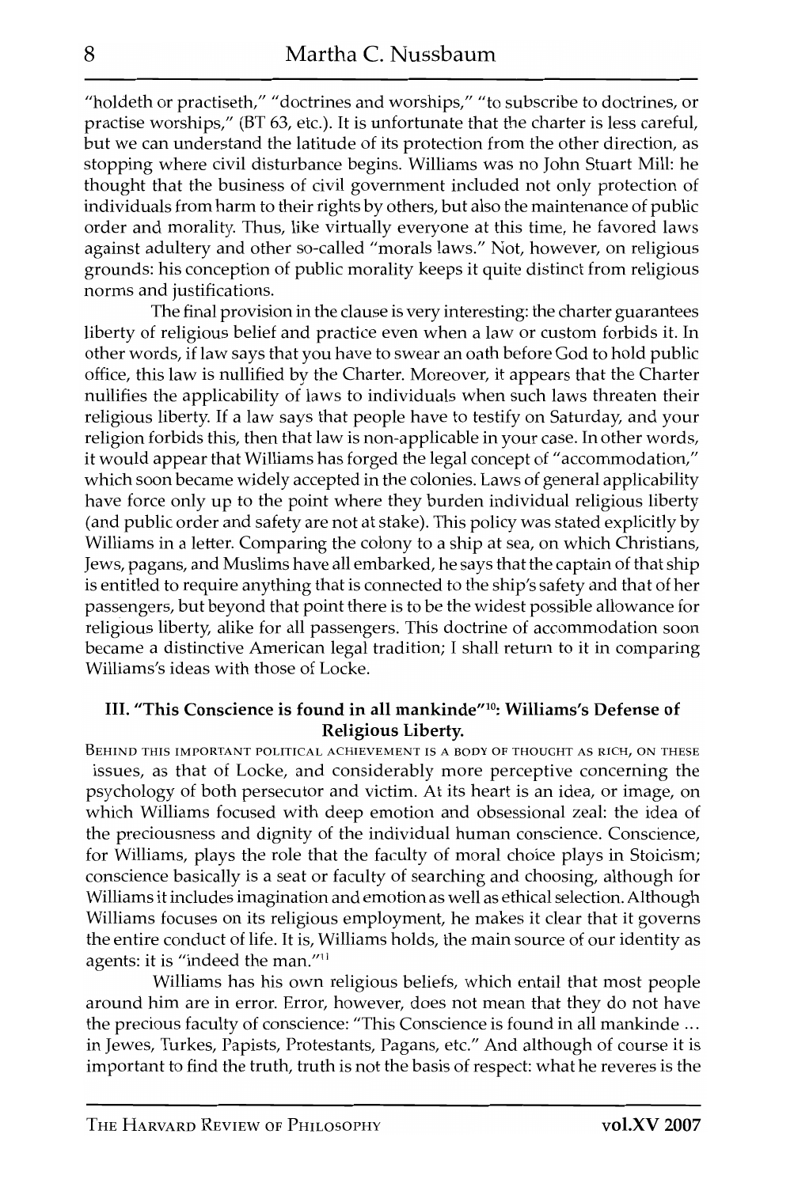"holdeth or practiseth," "doctrines and worships," "to subscribe to doctrines, or practise worships," (BT 63, etc.). It is unfortunate that the charter is less careful, but we can understand the latitude of its protection from the other direction, as stopping where civil disturbance begins. Williams was no John Stuart Mill: he thought that the business of civil government included not only protection of individuals from harm to their rights by others, but also the maintenance of public order and morality. Thus, like virtually everyone at this time, he favored laws against adultery and other so-called "morals laws." Not, however, on religious grounds: his conception of public morality keeps it quite distinct from religious norms and justifications.

The final provision in the clause is very interesting: the charter guarantees liberty of religious belief and practice even when a law or custom forbids it. In other words, if law says that you have to swear an oath before God to hold public office, this law is nullified by the Charter. Moreover, it appears that the Charter nullifies the applicability of laws to individuals when such laws threaten their religious liberty. If a law says that people have to testify on Saturday, and your religion forbids this, then that law is non-applicable in your case. In other words, it would appear that Williams has forged the legal concept of "accommodation," which soon became widely accepted in the colonies. Laws of general applicability have force only up to the point where they burden individual religious liberty (and public order and safety are not at stake). This policy was stated explicitly by Williams in a letter. Comparing the colony to a ship at sea, on which Christians, Jews, pagans, and Muslims have all embarked, he says that the captain of that ship is entitled to require anything that is connected to the ship's safety and that of her passengers, but beyond that point there is to be the widest possible allowance for religious liberty, alike for all passengers. This doctrine of accommodation soon became a distinctive American legal tradition; I shall return to it in comparing Williams's ideas with those of Locke.

### III. "This Conscience is found in all mankinde"[10]: Williams's Defense of Religious Liberty.

Behind this important political achievement is a body of thought as rich, on these issues, as that of Locke, and considerably more perceptive concerning the psychology of both persecutor and victim. At its heart is an idea, or image, on which Williams focused with deep emotion and obsessional zeal: the idea of the preciousness and dignity of the individual human conscience. Conscience, for Williams, plays the role that the faculty of moral choice plays in Stoicism; conscience basically is a seat or faculty of searching and choosing, although for Williams it includes imagination and emotion as well as ethical selection. Although Williams focuses on its religious employment, he makes it clear that it governs the entire conduct of life. It is, Williams holds, the main source of our identity as agents: it is "indeed the man."[11]

Williams has his own religious beliefs, which entail that most people around him are in error. Error, however, does not mean that they do not have the precious faculty of conscience: "This Conscience is found in all mankinde ... in Jewes, Turkes, Papists, Protestants, Pagans, etc." And although of course it is important to find the truth, truth is not the basis of respect: what he reveres is the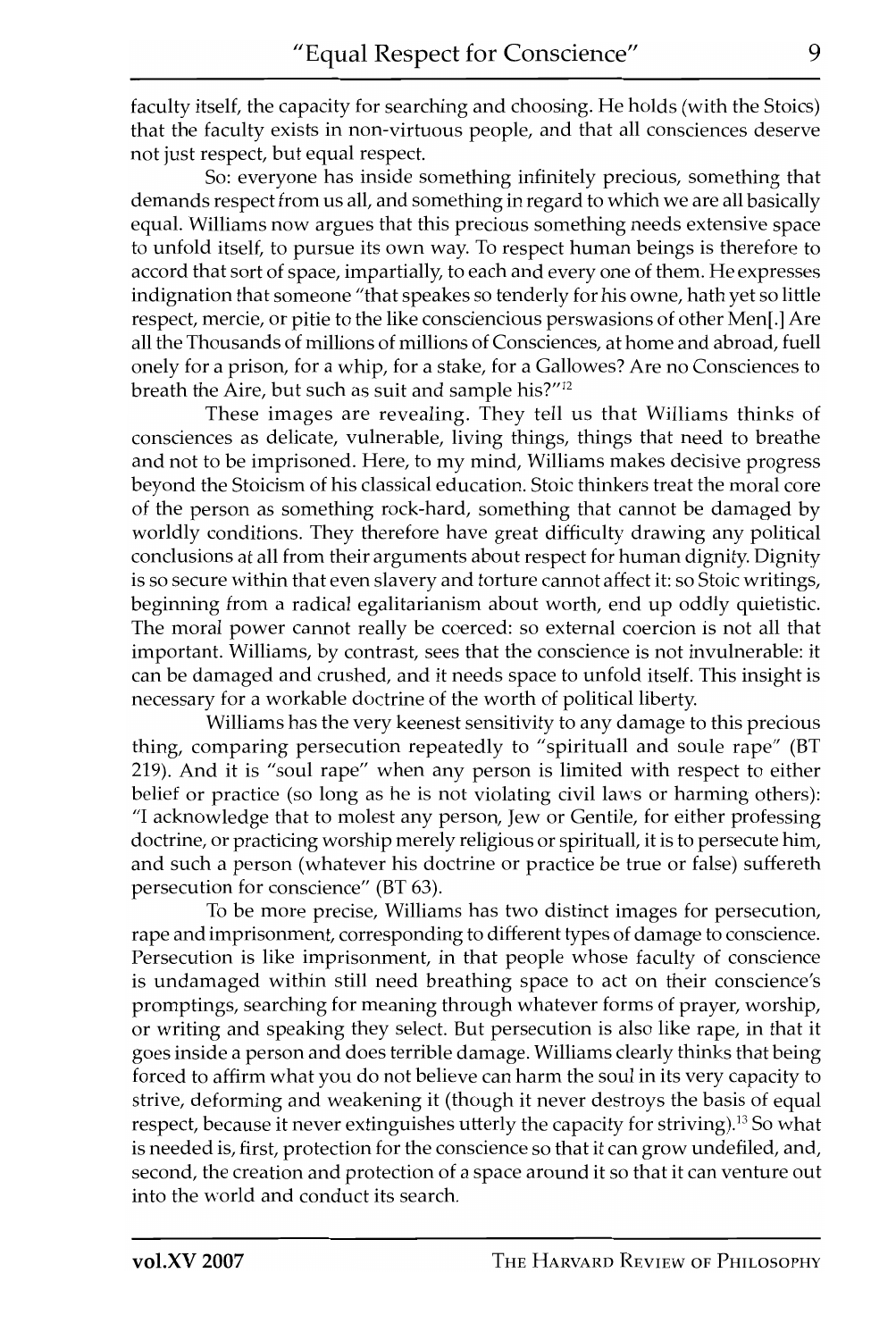faculty itself, the capacity for searching and choosing. He holds (with the Stoics) that the faculty exists in non-virtuous people, and that all consciences deserve not just respect, but equal respect.

So: everyone has inside something infinitely precious, something that demands respect from us all, and something in regard to which we are all basically equal. Williams now argues that this precious something needs extensive space to unfold itself, to pursue its own way. To respect human beings is therefore to accord that sort of space, impartially, to each and every one of them. He expresses indignation that someone "that speakes so tenderly for his owne, hath yet so little respect, mercie, or pitie to the like consciencious perswasions of other Men[.] Are all the Thousands of millions of millions of Consciences, at home and abroad, fuell onely for a prison, for a whip, for a stake, for a Gallowes? Are no Consciences to breath the Aire, but such as suit and sample his?"[12]

These images are revealing. They tell us that Williams thinks of consciences as delicate, vulnerable, living things, things that need to breathe and not to be imprisoned. Here, to my mind, Williams makes decisive progress beyond the Stoicism of his classical education. Stoic thinkers treat the moral core of the person as something rock-hard, something that cannot be damaged by worldly conditions. They therefore have great difficulty drawing any political conclusions at all from their arguments about respect for human dignity. Dignity is so secure within that even slavery and torture cannot affect it: so Stoic writings, beginning from a radical egalitarianism about worth, end up oddly quietistic. The moral power cannot really be coerced: so external coercion is not all that important. Williams, by contrast, sees that the conscience is not invulnerable: it can be damaged and crushed, and it needs space to unfold itself. This insight is necessary for a workable doctrine of the worth of political liberty.

Williams has the very keenest sensitivity to any damage to this precious thing, comparing persecution repeatedly to "spirituall and soule rape" (BT 219). And it is "soul rape" when any person is limited with respect to either belief or practice (so long as he is not violating civil laws or harming others): "I acknowledge that to molest any person, Jew or Gentile, for either professing doctrine, or practicing worship merely religious or spirituall, it is to persecute him, and such a person (whatever his doctrine or practice be true or false) suffereth persecution for conscience" (BT 63).

To be more precise, Williams has two distinct images for persecution, rape and imprisonment, corresponding to different types of damage to conscience. Persecution is like imprisonment, in that people whose faculty of conscience is undamaged within still need breathing space to act on their conscience's promptings, searching for meaning through whatever forms of prayer, worship, or writing and speaking they select. But persecution is also like rape, in that it goes inside a person and does terrible damage. Williams clearly thinks that being forced to affirm what you do not believe can harm the soul in its very capacity to strive, deforming and weakening it (though it never destroys the basis of equal respect, because it never extinguishes utterly the capacity for striving).[13] So what is needed is, first, protection for the conscience so that it can grow undefiled, and, second, the creation and protection of a space around it so that it can venture out into the world and conduct its search.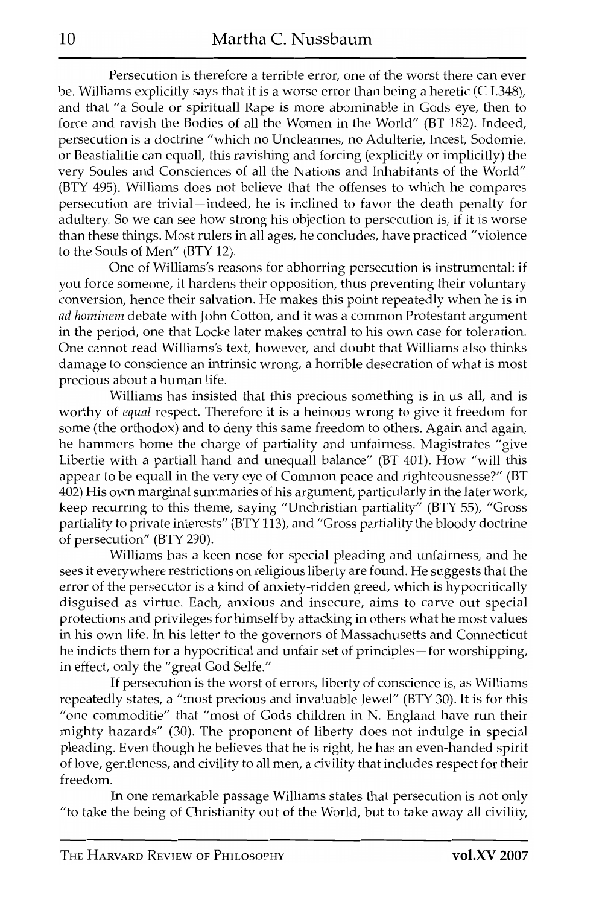Persecution is therefore a terrible error, one of the worst there can ever be. Williams explicitly says that it is a worse error than being a heretic (C I.348), and that "a Soule or spirituall Rape is more abominable in Gods eye, then to force and ravish the Bodies of all the Women in the World" (BT 182). Indeed, persecution is a doctrine "which no Uncleannes, no Adulterie, Incest, Sodomie, or Beastialitie can equall, this ravishing and forcing (explicitly or implicitly) the very Soules and Consciences of all the Nations and Inhabitants of the World" (BTY 495). Williams does not believe that the offenses to which he compares persecution are trivial—indeed, he is inclined to favor the death penalty for adultery. So we can see how strong his objection to persecution is, if it is worse than these things. Most rulers in all ages, he concludes, have practiced "violence to the Souls of Men" (BTY 12).

One of Williams's reasons for abhorring persecution is instrumental: if you force someone, it hardens their opposition, thus preventing their voluntary conversion, hence their salvation. He makes this point repeatedly when he is in *ad hominem* debate with John Cotton, and it was a common Protestant argument in the period, one that Locke later makes central to his own case for toleration. One cannot read Williams's text, however, and doubt that Williams also thinks damage to conscience an intrinsic wrong, a horrible desecration of what is most precious about a human life.

Williams has insisted that this precious something is in us all, and is worthy of *equal* respect. Therefore it is a heinous wrong to give it freedom for some (the orthodox) and to deny this same freedom to others. Again and again, he hammers home the charge of partiality and unfairness. Magistrates "give Libertie with a partiall hand and unequall balance" (BT 401). How "will this appear to be equall in the very eye of Common peace and righteousnesse?" (BT 402) His own marginal summaries of his argument, particularly in the later work, keep recurring to this theme, saying "Unchristian partiality" (BTY 55), "Gross partiality to private interests" (BTY 113), and "Gross partiality the bloody doctrine of persecution" (BTY 290).

Williams has a keen nose for special pleading and unfairness, and he sees it everywhere restrictions on religious liberty are found. He suggests that the error of the persecutor is a kind of anxiety-ridden greed, which is hypocritically disguised as virtue. Each, anxious and insecure, aims to carve out special protections and privileges for himself by attacking in others what he most values in his own life. In his letter to the governors of Massachusetts and Connecticut he indicts them for a hypocritical and unfair set of principles—for worshipping, in effect, only the "great God Selfe."

If persecution is the worst of errors, liberty of conscience is, as Williams repeatedly states, a "most precious and invaluable Jewel" (BTY 30). It is for this "one commoditie" that "most of Gods children in N. England have run their mighty hazards" (30). The proponent of liberty does not indulge in special pleading. Even though he believes that he is right, he has an even-handed spirit of love, gentleness, and civility to all men, a civility that includes respect for their freedom.

In one remarkable passage Williams states that persecution is not only "to take the being of Christianity out of the World, but to take away all civility,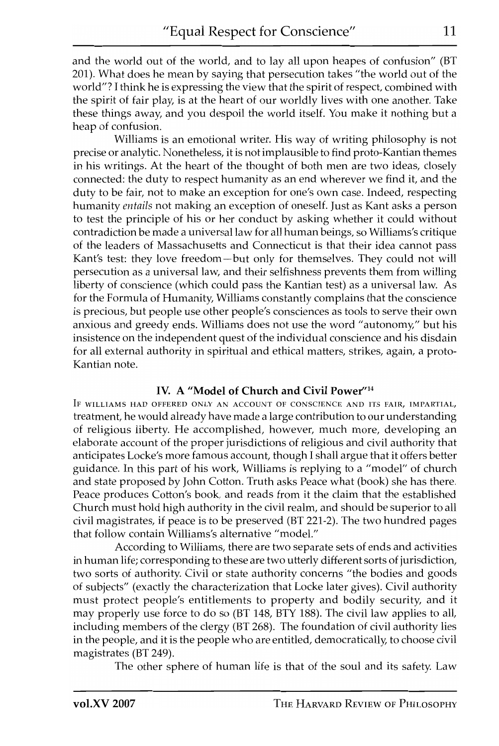and the world out of the world, and to lay all upon heapes of confusion" (BT 201). What does he mean by saying that persecution takes "the world out of the world"? I think he is expressing the view that the spirit of respect, combined with the spirit of fair play, is at the heart of our worldly lives with one another. Take these things away, and you despoil the world itself. You make it nothing but a heap of confusion.

Williams is an emotional writer. His way of writing philosophy is not precise or analytic. Nonetheless, it is not implausible to find proto-Kantian themes in his writings. At the heart of the thought of both men are two ideas, closely connected: the duty to respect humanity as an end wherever we find it, and the duty to be fair, not to make an exception for one's own case. Indeed, respecting humanity *entails* not making an exception of oneself. Just as Kant asks a person to test the principle of his or her conduct by asking whether it could without contradiction be made a universal law for all human beings, so Williams's critique of the leaders of Massachusetts and Connecticut is that their idea cannot pass Kant's test: they love freedom—but only for themselves. They could not will persecution as a universal law, and their selfishness prevents them from willing liberty of conscience (which could pass the Kantian test) as a universal law. As for the Formula of Humanity, Williams constantly complains that the conscience is precious, but people use other people's consciences as tools to serve their own anxious and greedy ends. Williams does not use the word "autonomy," but his insistence on the independent quest of the individual conscience and his disdain for all external authority in spiritual and ethical matters, strikes, again, a proto-Kantian note.

### IV. A "Model of Church and Civil Power"[14]

If Williams had offered only an account of conscience and its fair, impartial, treatment, he would already have made a large contribution to our understanding of religious liberty. He accomplished, however, much more, developing an elaborate account of the proper jurisdictions of religious and civil authority that anticipates Locke's more famous account, though I shall argue that it offers better guidance. In this part of his work, Williams is replying to a "model" of church and state proposed by John Cotton. Truth asks Peace what (book) she has there. Peace produces Cotton's book, and reads from it the claim that the established Church must hold high authority in the civil realm, and should be superior to all civil magistrates, if peace is to be preserved (BT 221-2). The two hundred pages that follow contain Williams's alternative "model."

According to Williams, there are two separate sets of ends and activities in human life; corresponding to these are two utterly different sorts of jurisdiction, two sorts of authority. Civil or state authority concerns "the bodies and goods of subjects" (exactly the characterization that Locke later gives). Civil authority must protect people's entitlements to property and bodily security, and it may properly use force to do so (BT 148, BTY 188). The civil law applies to all, including members of the clergy (BT 268). The foundation of civil authority lies in the people, and it is the people who are entitled, democratically, to choose civil magistrates (BT 249).

The other sphere of human life is that of the soul and its safety. Law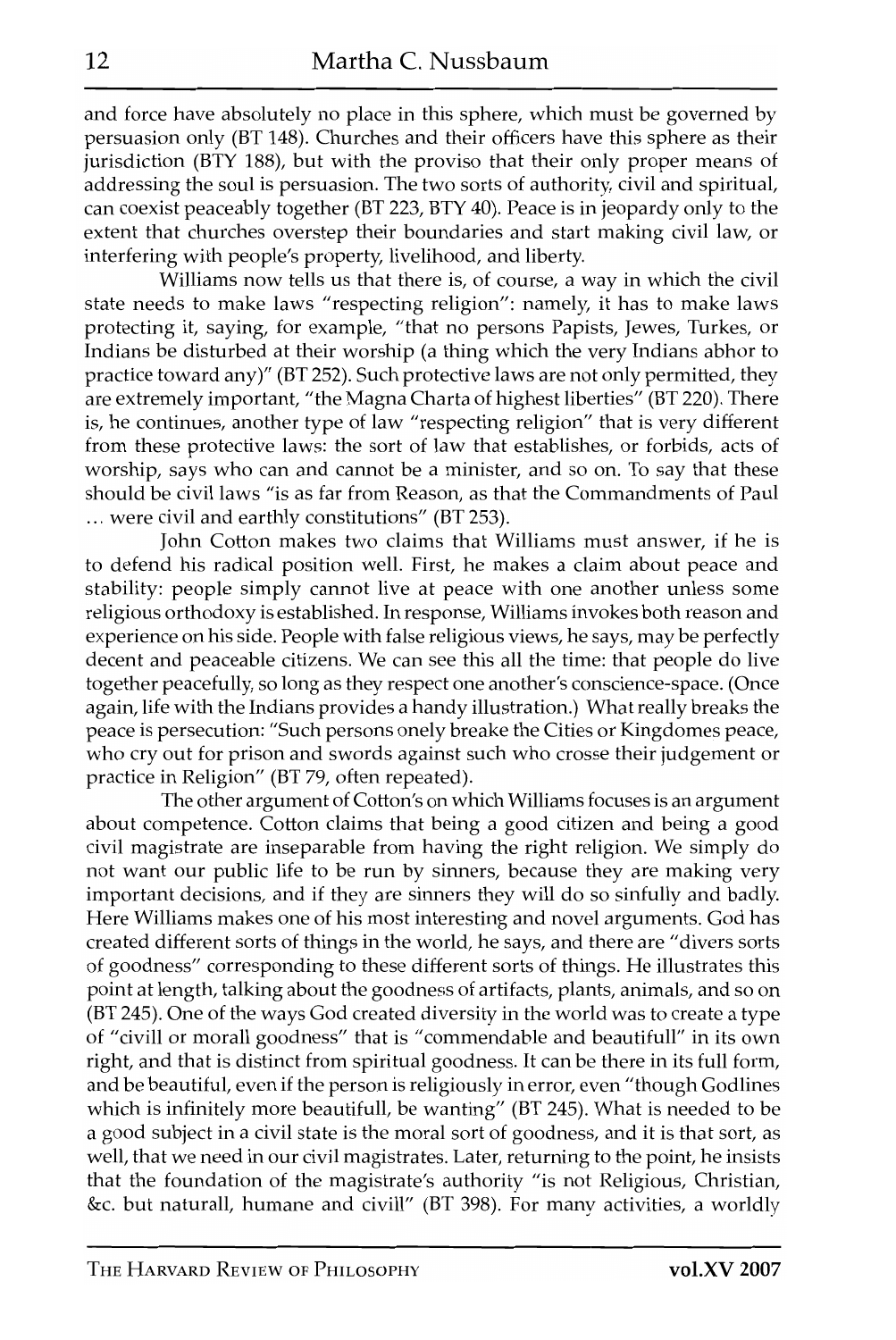and force have absolutely no place in this sphere, which must be governed by persuasion only (BT 148). Churches and their officers have this sphere as their jurisdiction (BTY 188), but with the proviso that their only proper means of addressing the soul is persuasion. The two sorts of authority, civil and spiritual, can coexist peaceably together (BT 223, BTY 40). Peace is in jeopardy only to the extent that churches overstep their boundaries and start making civil law, or interfering with people's property, livelihood, and liberty.

Williams now tells us that there is, of course, a way in which the civil state needs to make laws "respecting religion": namely, it has to make laws protecting it, saying, for example, "that no persons Papists, Jewes, Turkes, or Indians be disturbed at their worship (a thing which the very Indians abhor to practice toward any)" (BT 252). Such protective laws are not only permitted, they are extremely important, "the Magna Charta of highest liberties" (BT 220). There is, he continues, another type of law "respecting religion" that is very different from these protective laws: the sort of law that establishes, or forbids, acts of worship, says who can and cannot be a minister, and so on. To say that these should be civil laws "is as far from Reason, as that the Commandments of Paul ... were civil and earthly constitutions" (BT 253).

John Cotton makes two claims that Williams must answer, if he is to defend his radical position well. First, he makes a claim about peace and stability: people simply cannot live at peace with one another unless some religious orthodoxy is established. In response, Williams invokes both reason and experience on his side. People with false religious views, he says, may be perfectly decent and peaceable citizens. We can see this all the time: that people do live together peacefully, so long as they respect one another's conscience-space. (Once again, life with the Indians provides a handy illustration.) What really breaks the peace is persecution: "Such persons onely breake the Cities or Kingdomes peace, who cry out for prison and swords against such who crosse their judgement or practice in Religion" (BT 79, often repeated).

The other argument of Cotton's on which Williams focuses is an argument about competence. Cotton claims that being a good citizen and being a good civil magistrate are inseparable from having the right religion. We simply do not want our public life to be run by sinners, because they are making very important decisions, and if they are sinners they will do so sinfully and badly. Here Williams makes one of his most interesting and novel arguments. God has created different sorts of things in the world, he says, and there are "divers sorts of goodness" corresponding to these different sorts of things. He illustrates this point at length, talking about the goodness of artifacts, plants, animals, and so on (BT 245). One of the ways God created diversity in the world was to create a type of "civill or morall goodness" that is "commendable and beautifull" in its own right, and that is distinct from spiritual goodness. It can be there in its full form, and be beautiful, even if the person is religiously in error, even "though Godlines which is infinitely more beautifull, be wanting" (BT 245). What is needed to be a good subject in a civil state is the moral sort of goodness, and it is that sort, as well, that we need in our civil magistrates. Later, returning to the point, he insists that the foundation of the magistrate's authority "is not Religious, Christian, &c. but naturall, humane and civill" (BT 398). For many activities, a worldly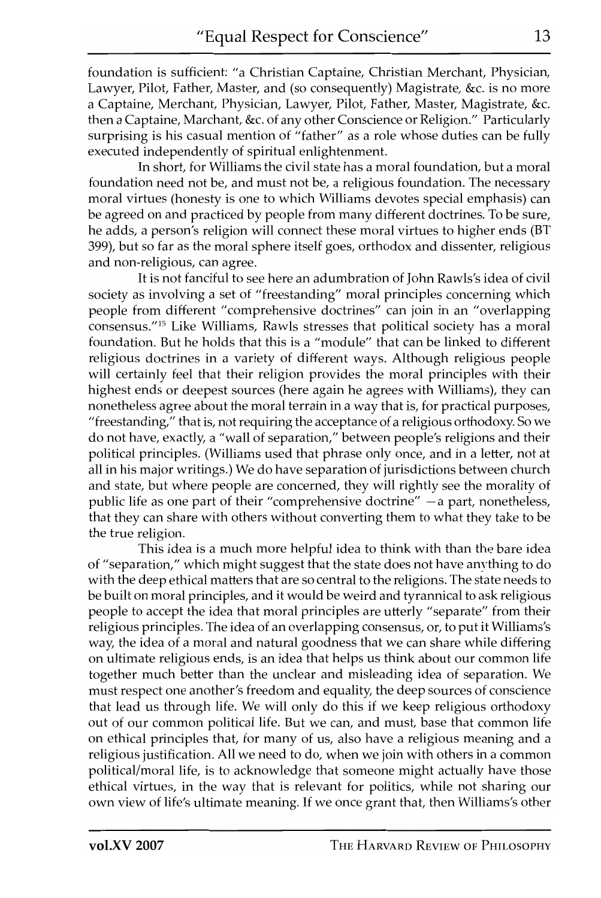foundation is sufficient: "a Christian Captaine, Christian Merchant, Physician, Lawyer, Pilot, Father, Master, and (so consequently) Magistrate, &c. is no more a Captaine, Merchant, Physician, Lawyer, Pilot, Father, Master, Magistrate, &c. then a Captaine, Marchant, &c. of any other Conscience or Religion." Particularly surprising is his casual mention of "father" as a role whose duties can be fully executed independently of spiritual enlightenment.

In short, for Williams the civil state has a moral foundation, but a moral foundation need not be, and must not be, a religious foundation. The necessary moral virtues (honesty is one to which Williams devotes special emphasis) can be agreed on and practiced by people from many different doctrines. To be sure, he adds, a person's religion will connect these moral virtues to higher ends (BT 399), but so far as the moral sphere itself goes, orthodox and dissenter, religious and non-religious, can agree.

It is not fanciful to see here an adumbration of John Rawls's idea of civil society as involving a set of "freestanding" moral principles concerning which people from different "comprehensive doctrines" can join in an "overlapping consensus."[15] Like Williams, Rawls stresses that political society has a moral foundation. But he holds that this is a "module" that can be linked to different religious doctrines in a variety of different ways. Although religious people will certainly feel that their religion provides the moral principles with their highest ends or deepest sources (here again he agrees with Williams), they can nonetheless agree about the moral terrain in a way that is, for practical purposes, "freestanding," that is, not requiring the acceptance of a religious orthodoxy. So we do not have, exactly, a "wall of separation," between people's religions and their political principles. (Williams used that phrase only once, and in a letter, not at all in his major writings.) We do have separation of jurisdictions between church and state, but where people are concerned, they will rightly see the morality of public life as one part of their "comprehensive doctrine" —a part, nonetheless, that they can share with others without converting them to what they take to be the true religion.

This idea is a much more helpful idea to think with than the bare idea of "separation," which might suggest that the state does not have anything to do with the deep ethical matters that are so central to the religions. The state needs to be built on moral principles, and it would be weird and tyrannical to ask religious people to accept the idea that moral principles are utterly "separate" from their religious principles. The idea of an overlapping consensus, or, to put it Williams's way, the idea of a moral and natural goodness that we can share while differing on ultimate religious ends, is an idea that helps us think about our common life together much better than the unclear and misleading idea of separation. We must respect one another's freedom and equality, the deep sources of conscience that lead us through life. We will only do this if we keep religious orthodoxy out of our common political life. But we can, and must, base that common life on ethical principles that, for many of us, also have a religious meaning and a religious justification. All we need to do, when we join with others in a common political/moral life, is to acknowledge that someone might actually have those ethical virtues, in the way that is relevant for politics, while not sharing our own view of life's ultimate meaning. If we once grant that, then Williams's other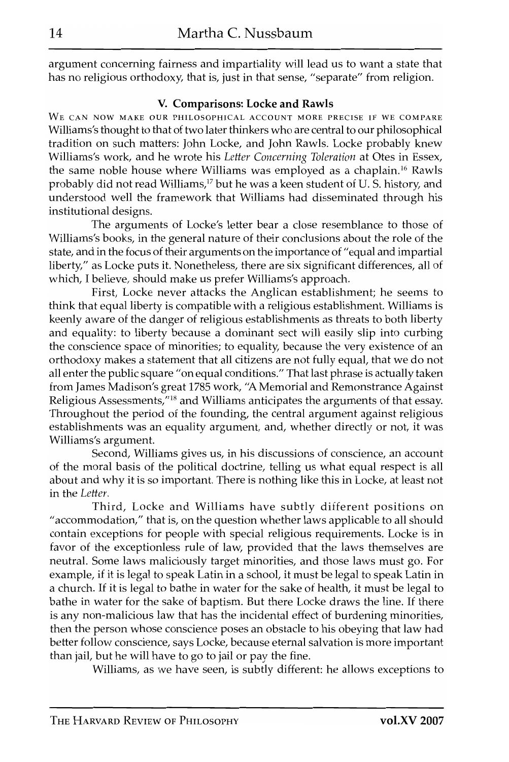argument concerning fairness and impartiality will lead us to want a state that has no religious orthodoxy, that is, just in that sense, "separate" from religion.

### V. Comparisons: Locke and Rawls

We can now make our philosophical account more precise if we compare Williams's thought to that of two later thinkers who are central to our philosophical tradition on such matters: John Locke, and John Rawls. Locke probably knew Williams's work, and he wrote his *Letter Concerning Toleration* at Otes in Essex, the same noble house where Williams was employed as a chaplain.[16] Rawls probably did not read Williams,[17] but he was a keen student of U. S. history, and understood well the framework that Williams had disseminated through his institutional designs.

The arguments of Locke's letter bear a close resemblance to those of Williams's books, in the general nature of their conclusions about the role of the state, and in the focus of their arguments on the importance of "equal and impartial liberty," as Locke puts it. Nonetheless, there are six significant differences, all of which, I believe, should make us prefer Williams's approach.

First, Locke never attacks the Anglican establishment; he seems to think that equal liberty is compatible with a religious establishment. Williams is keenly aware of the danger of religious establishments as threats to both liberty and equality: to liberty because a dominant sect will easily slip into curbing the conscience space of minorities; to equality, because the very existence of an orthodoxy makes a statement that all citizens are not fully equal, that we do not all enter the public square "on equal conditions." That last phrase is actually taken from James Madison's great 1785 work, "A Memorial and Remonstrance Against Religious Assessments,"[18] and Williams anticipates the arguments of that essay. Throughout the period of the founding, the central argument against religious establishments was an equality argument, and, whether directly or not, it was Williams's argument.

Second, Williams gives us, in his discussions of conscience, an account of the moral basis of the political doctrine, telling us what equal respect is all about and why it is so important. There is nothing like this in Locke, at least not in the *Letter*.

Third, Locke and Williams have subtly different positions on "accommodation," that is, on the question whether laws applicable to all should contain exceptions for people with special religious requirements. Locke is in favor of the exceptionless rule of law, provided that the laws themselves are neutral. Some laws maliciously target minorities, and those laws must go. For example, if it is legal to speak Latin in a school, it must be legal to speak Latin in a church. If it is legal to bathe in water for the sake of health, it must be legal to bathe in water for the sake of baptism. But there Locke draws the line. If there is any non-malicious law that has the incidental effect of burdening minorities, then the person whose conscience poses an obstacle to his obeying that law had better follow conscience, says Locke, because eternal salvation is more important than jail, but he will have to go to jail or pay the fine.

Williams, as we have seen, is subtly different: he allows exceptions to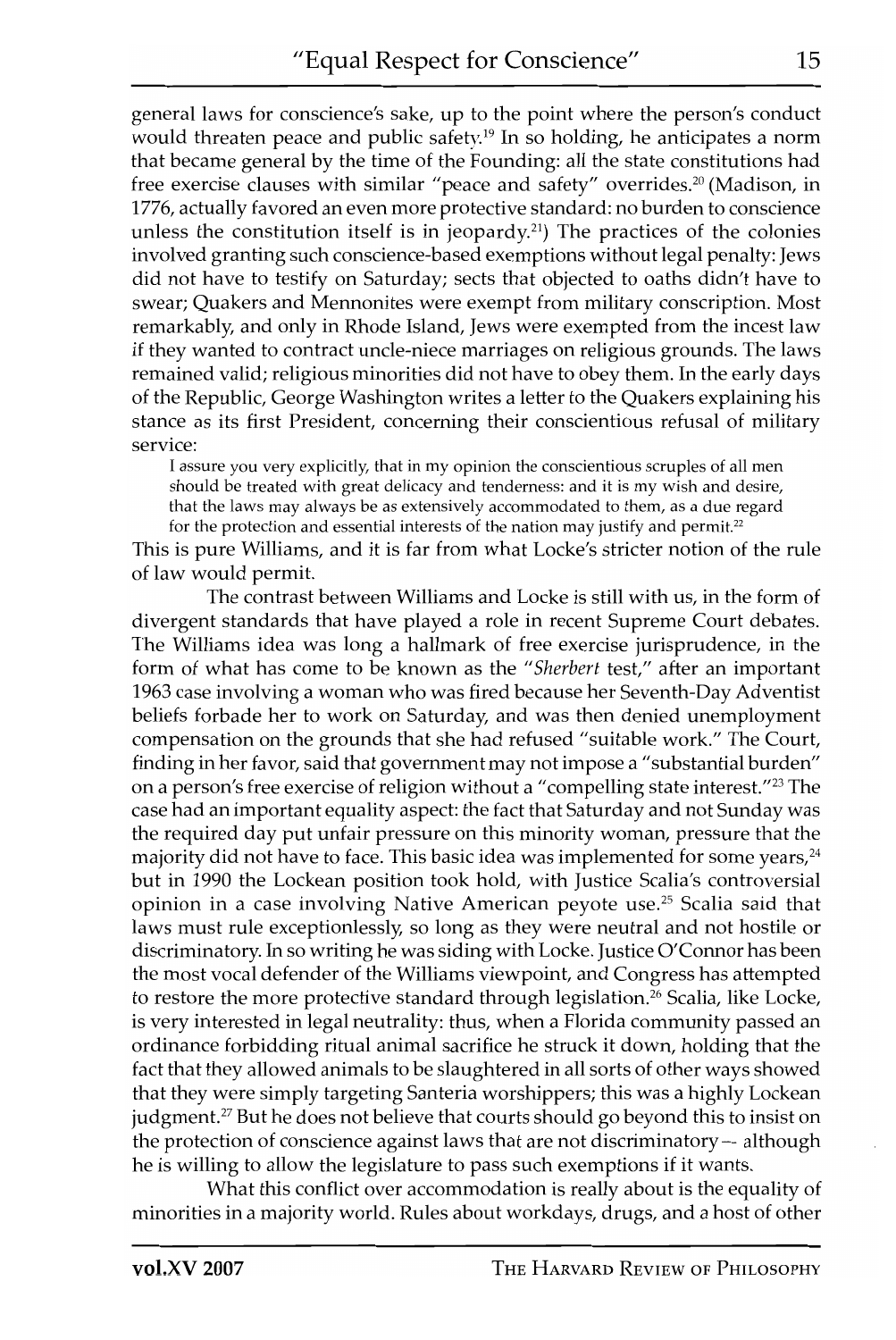general laws for conscience's sake, up to the point where the person's conduct would threaten peace and public safety.[19] In so holding, he anticipates a norm that became general by the time of the Founding: all the state constitutions had free exercise clauses with similar "peace and safety" overrides.[20] (Madison, in 1776, actually favored an even more protective standard: no burden to conscience unless the constitution itself is in jeopardy.[21]) The practices of the colonies involved granting such conscience-based exemptions without legal penalty: Jews did not have to testify on Saturday; sects that objected to oaths didn't have to swear; Quakers and Mennonites were exempt from military conscription. Most remarkably, and only in Rhode Island, Jews were exempted from the incest law if they wanted to contract uncle-niece marriages on religious grounds. The laws remained valid; religious minorities did not have to obey them. In the early days of the Republic, George Washington writes a letter to the Quakers explaining his stance as its first President, concerning their conscientious refusal of military service:

> I assure you very explicitly, that in my opinion the conscientious scruples of all men should be treated with great delicacy and tenderness: and it is my wish and desire, that the laws may always be as extensively accommodated to them, as a due regard for the protection and essential interests of the nation may justify and permit.[22]

This is pure Williams, and it is far from what Locke's stricter notion of the rule of law would permit.

The contrast between Williams and Locke is still with us, in the form of divergent standards that have played a role in recent Supreme Court debates. The Williams idea was long a hallmark of free exercise jurisprudence, in the form of what has come to be known as the "*Sherbert* test," after an important 1963 case involving a woman who was fired because her Seventh-Day Adventist beliefs forbade her to work on Saturday, and was then denied unemployment compensation on the grounds that she had refused "suitable work." The Court, finding in her favor, said that government may not impose a "substantial burden" on a person's free exercise of religion without a "compelling state interest."[23] The case had an important equality aspect: the fact that Saturday and not Sunday was the required day put unfair pressure on this minority woman, pressure that the majority did not have to face. This basic idea was implemented for some years,[24] but in 1990 the Lockean position took hold, with Justice Scalia's controversial opinion in a case involving Native American peyote use.[25] Scalia said that laws must rule exceptionlessly, so long as they were neutral and not hostile or discriminatory. In so writing he was siding with Locke. Justice O'Connor has been the most vocal defender of the Williams viewpoint, and Congress has attempted to restore the more protective standard through legislation.[26] Scalia, like Locke, is very interested in legal neutrality: thus, when a Florida community passed an ordinance forbidding ritual animal sacrifice he struck it down, holding that the fact that they allowed animals to be slaughtered in all sorts of other ways showed that they were simply targeting Santeria worshippers; this was a highly Lockean judgment.[27] But he does not believe that courts should go beyond this to insist on the protection of conscience against laws that are not discriminatory -- although he is willing to allow the legislature to pass such exemptions if it wants.

What this conflict over accommodation is really about is the equality of minorities in a majority world. Rules about workdays, drugs, and a host of other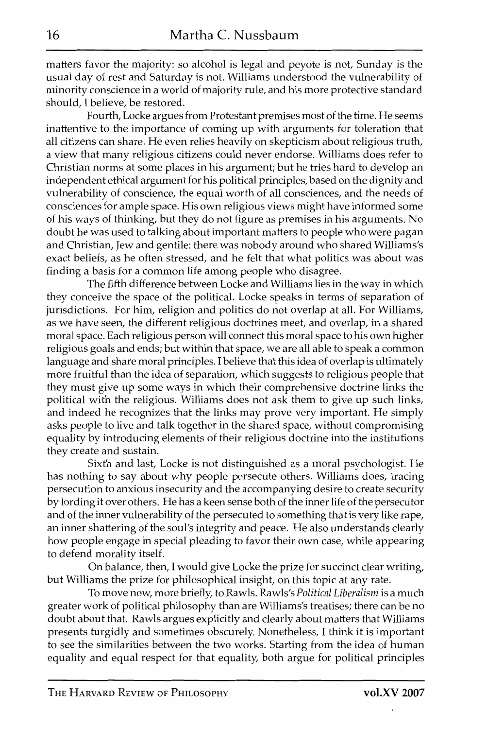matters favor the majority: so alcohol is legal and peyote is not, Sunday is the usual day of rest and Saturday is not. Williams understood the vulnerability of minority conscience in a world of majority rule, and his more protective standard should, I believe, be restored.

Fourth, Locke argues from Protestant premises most of the time. He seems inattentive to the importance of coming up with arguments for toleration that all citizens can share. He even relies heavily on skepticism about religious truth, a view that many religious citizens could never endorse. Williams does refer to Christian norms at some places in his argument; but he tries hard to develop an independent ethical argument for his political principles, based on the dignity and vulnerability of conscience, the equal worth of all consciences, and the needs of consciences for ample space. His own religious views might have informed some of his ways of thinking, but they do not figure as premises in his arguments. No doubt he was used to talking about important matters to people who were pagan and Christian, Jew and gentile: there was nobody around who shared Williams's exact beliefs, as he often stressed, and he felt that what politics was about was finding a basis for a common life among people who disagree.

The fifth difference between Locke and Williams lies in the way in which they conceive the space of the political. Locke speaks in terms of separation of jurisdictions. For him, religion and politics do not overlap at all. For Williams, as we have seen, the different religious doctrines meet, and overlap, in a shared moral space. Each religious person will connect this moral space to his own higher religious goals and ends; but within that space, we are all able to speak a common language and share moral principles. I believe that this idea of overlap is ultimately more fruitful than the idea of separation, which suggests to religious people that they must give up some ways in which their comprehensive doctrine links the political with the religious. Williams does not ask them to give up such links, and indeed he recognizes that the links may prove very important. He simply asks people to live and talk together in the shared space, without compromising equality by introducing elements of their religious doctrine into the institutions they create and sustain.

Sixth and last, Locke is not distinguished as a moral psychologist. He has nothing to say about why people persecute others. Williams does, tracing persecution to anxious insecurity and the accompanying desire to create security by lording it over others. He has a keen sense both of the inner life of the persecutor and of the inner vulnerability of the persecuted to something that is very like rape, an inner shattering of the soul's integrity and peace. He also understands clearly how people engage in special pleading to favor their own case, while appearing to defend morality itself.

On balance, then, I would give Locke the prize for succinct clear writing, but Williams the prize for philosophical insight, on this topic at any rate.

To move now, more briefly, to Rawls. Rawls's *Political Liberalism* is a much greater work of political philosophy than are Williams's treatises; there can be no doubt about that. Rawls argues explicitly and clearly about matters that Williams presents turgidly and sometimes obscurely. Nonetheless, I think it is important to see the similarities between the two works. Starting from the idea of human equality and equal respect for that equality, both argue for political principles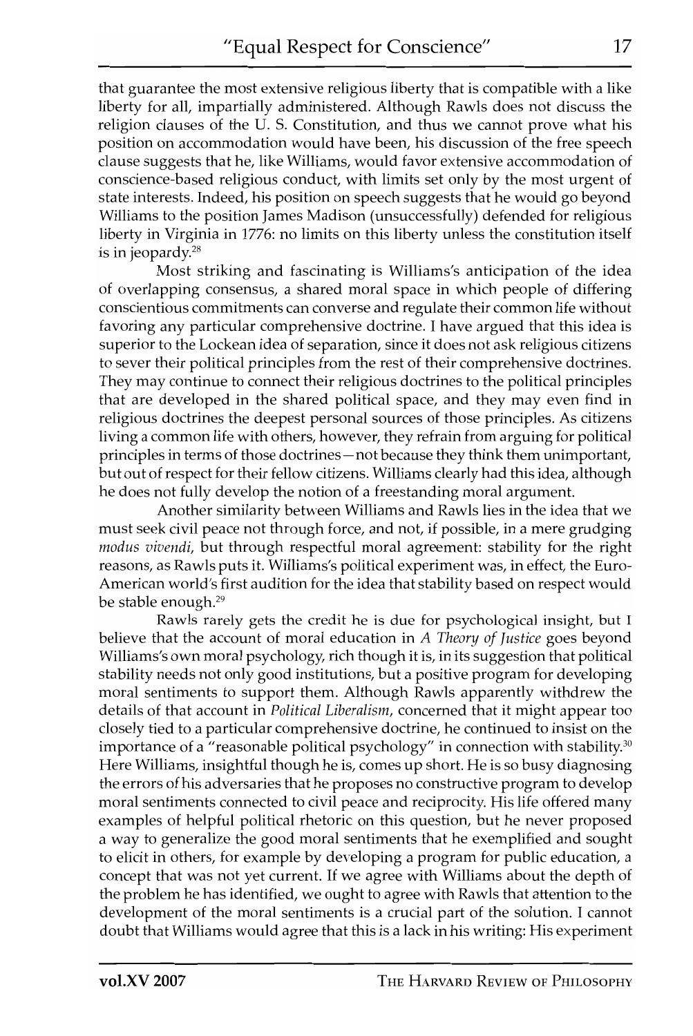that guarantee the most extensive religious liberty that is compatible with a like liberty for all, impartially administered. Although Rawls does not discuss the religion clauses of the U. S. Constitution, and thus we cannot prove what his position on accommodation would have been, his discussion of the free speech clause suggests that he, like Williams, would favor extensive accommodation of conscience-based religious conduct, with limits set only by the most urgent of state interests. Indeed, his position on speech suggests that he would go beyond Williams to the position James Madison (unsuccessfully) defended for religious liberty in Virginia in 1776: no limits on this liberty unless the constitution itself is in jeopardy.[28]

Most striking and fascinating is Williams's anticipation of the idea of overlapping consensus, a shared moral space in which people of differing conscientious commitments can converse and regulate their common life without favoring any particular comprehensive doctrine. I have argued that this idea is superior to the Lockean idea of separation, since it does not ask religious citizens to sever their political principles from the rest of their comprehensive doctrines. They may continue to connect their religious doctrines to the political principles that are developed in the shared political space, and they may even find in religious doctrines the deepest personal sources of those principles. As citizens living a common life with others, however, they refrain from arguing for political principles in terms of those doctrines—not because they think them unimportant, but out of respect for their fellow citizens. Williams clearly had this idea, although he does not fully develop the notion of a freestanding moral argument.

Another similarity between Williams and Rawls lies in the idea that we must seek civil peace not through force, and not, if possible, in a mere grudging *modus vivendi*, but through respectful moral agreement: stability for the right reasons, as Rawls puts it. Williams's political experiment was, in effect, the Euro-American world's first audition for the idea that stability based on respect would be stable enough.[29]

Rawls rarely gets the credit he is due for psychological insight, but I believe that the account of moral education in *A Theory of Justice* goes beyond Williams's own moral psychology, rich though it is, in its suggestion that political stability needs not only good institutions, but a positive program for developing moral sentiments to support them. Although Rawls apparently withdrew the details of that account in *Political Liberalism*, concerned that it might appear too closely tied to a particular comprehensive doctrine, he continued to insist on the importance of a "reasonable political psychology" in connection with stability.[30] Here Williams, insightful though he is, comes up short. He is so busy diagnosing the errors of his adversaries that he proposes no constructive program to develop moral sentiments connected to civil peace and reciprocity. His life offered many examples of helpful political rhetoric on this question, but he never proposed a way to generalize the good moral sentiments that he exemplified and sought to elicit in others, for example by developing a program for public education, a concept that was not yet current. If we agree with Williams about the depth of the problem he has identified, we ought to agree with Rawls that attention to the development of the moral sentiments is a crucial part of the solution. I cannot doubt that Williams would agree that this is a lack in his writing: His experiment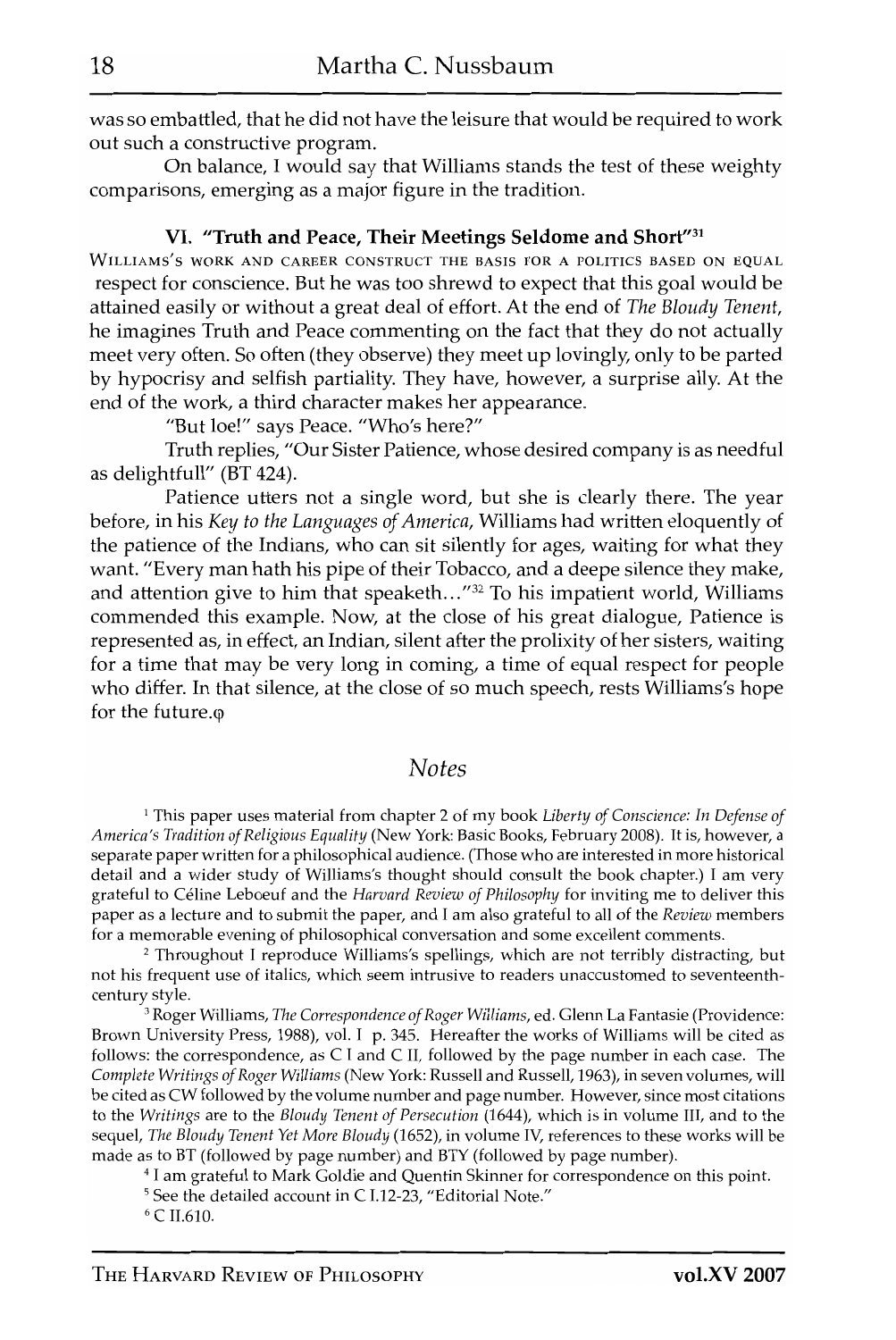was so embattled, that he did not have the leisure that would be required to work out such a constructive program.

On balance, I would say that Williams stands the test of these weighty comparisons, emerging as a major figure in the tradition.

### VI. "Truth and Peace, Their Meetings Seldome and Short"[31]

WILLIAMS'S WORK AND CAREER CONSTRUCT THE BASIS FOR A POLITICS BASED ON EQUAL respect for conscience. But he was too shrewd to expect that this goal would be attained easily or without a great deal of effort. At the end of *The Bloudy Tenent*, he imagines Truth and Peace commenting on the fact that they do not actually meet very often. So often (they observe) they meet up lovingly, only to be parted by hypocrisy and selfish partiality. They have, however, a surprise ally. At the end of the work, a third character makes her appearance.

"But loe!" says Peace. "Who's here?"

Truth replies, "Our Sister Patience, whose desired company is as needful as delightfull" (BT 424).

Patience utters not a single word, but she is clearly there. The year before, in his *Key to the Languages of America*, Williams had written eloquently of the patience of the Indians, who can sit silently for ages, waiting for what they want. "Every man hath his pipe of their Tobacco, and a deepe silence they make, and attention give to him that speaketh..."[32] To his impatient world, Williams commended this example. Now, at the close of his great dialogue, Patience is represented as, in effect, an Indian, silent after the prolixity of her sisters, waiting for a time that may be very long in coming, a time of equal respect for people who differ. In that silence, at the close of so much speech, rests Williams's hope for the future.φ

## Notes

[1] This paper uses material from chapter 2 of my book *Liberty of Conscience: In Defense of America's Tradition of Religious Equality* (New York: Basic Books, February 2008). It is, however, a separate paper written for a philosophical audience. (Those who are interested in more historical detail and a wider study of Williams's thought should consult the book chapter.) I am very grateful to Céline Leboeuf and the *Harvard Review of Philosophy* for inviting me to deliver this paper as a lecture and to submit the paper, and I am also grateful to all of the *Review* members for a memorable evening of philosophical conversation and some excellent comments.

[2] Throughout I reproduce Williams's spellings, which are not terribly distracting, but not his frequent use of italics, which seem intrusive to readers unaccustomed to seventeenth-century style.

[3] Roger Williams, *The Correspondence of Roger Williams*, ed. Glenn La Fantasie (Providence: Brown University Press, 1988), vol. I p. 345. Hereafter the works of Williams will be cited as follows: the correspondence, as C I and C II, followed by the page number in each case. The *Complete Writings of Roger Williams* (New York: Russell and Russell, 1963), in seven volumes, will be cited as CW followed by the volume number and page number. However, since most citations to the *Writings* are to the *Bloudy Tenent of Persecution* (1644), which is in volume III, and to the sequel, *The Bloudy Tenent Yet More Bloudy* (1652), in volume IV, references to these works will be made as to BT (followed by page number) and BTY (followed by page number).

[4] I am grateful to Mark Goldie and Quentin Skinner for correspondence on this point.

[5] See the detailed account in C I.12-23, "Editorial Note."

[6] C II.610.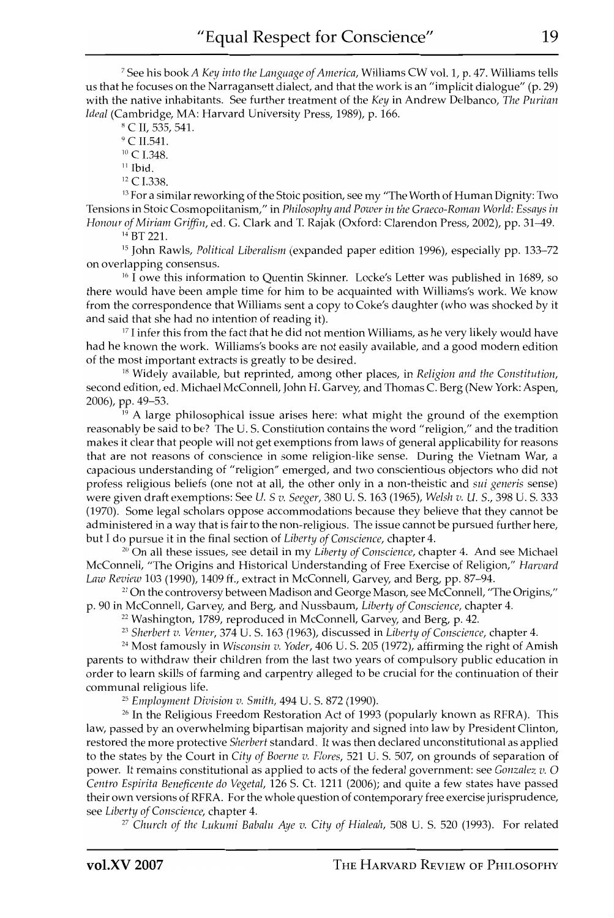[7] See his book *A Key into the Language of America*, Williams CW vol. 1, p. 47. Williams tells us that he focuses on the Narragansett dialect, and that the work is an "implicit dialogue" (p. 29) with the native inhabitants. See further treatment of the *Key* in Andrew Delbanco, *The Puritan Ideal* (Cambridge, MA: Harvard University Press, 1989), p. 166.

[8] C II, 535, 541.

[9] C II.541.

[10] C I.348.

[11] Ibid.

[12] C I.338.

[13] For a similar reworking of the Stoic position, see my "The Worth of Human Dignity: Two Tensions in Stoic Cosmopolitanism," in *Philosophy and Power in the Graeco-Roman World: Essays in Honour of Miriam Griffin*, ed. G. Clark and T. Rajak (Oxford: Clarendon Press, 2002), pp. 31–49.

[14] BT 221.

[15] John Rawls, *Political Liberalism* (expanded paper edition 1996), especially pp. 133–72 on overlapping consensus.

[16] I owe this information to Quentin Skinner. Locke's Letter was published in 1689, so there would have been ample time for him to be acquainted with Williams's work. We know from the correspondence that Williams sent a copy to Coke's daughter (who was shocked by it and said that she had no intention of reading it).

[17] I infer this from the fact that he did not mention Williams, as he very likely would have had he known the work. Williams's books are not easily available, and a good modern edition of the most important extracts is greatly to be desired.

[18] Widely available, but reprinted, among other places, in *Religion and the Constitution*, second edition, ed. Michael McConnell, John H. Garvey, and Thomas C. Berg (New York: Aspen, 2006), pp. 49–53.

[19] A large philosophical issue arises here: what might the ground of the exemption reasonably be said to be? The U. S. Constitution contains the word "religion," and the tradition makes it clear that people will not get exemptions from laws of general applicability for reasons that are not reasons of conscience in some religion-like sense. During the Vietnam War, a capacious understanding of "religion" emerged, and two conscientious objectors who did not profess religious beliefs (one not at all, the other only in a non-theistic and *sui generis* sense) were given draft exemptions: See *U. S v. Seeger*, 380 U. S. 163 (1965), *Welsh v. U. S.*, 398 U. S. 333 (1970). Some legal scholars oppose accommodations because they believe that they cannot be administered in a way that is fair to the non-religious. The issue cannot be pursued further here, but I do pursue it in the final section of *Liberty of Conscience*, chapter 4.

[20] On all these issues, see detail in my *Liberty of Conscience*, chapter 4. And see Michael McConnell, "The Origins and Historical Understanding of Free Exercise of Religion," *Harvard Law Review* 103 (1990), 1409 ff., extract in McConnell, Garvey, and Berg, pp. 87–94.

[21] On the controversy between Madison and George Mason, see McConnell, "The Origins," p. 90 in McConnell, Garvey, and Berg, and Nussbaum, *Liberty of Conscience*, chapter 4.

[22] Washington, 1789, reproduced in McConnell, Garvey, and Berg, p. 42.

[23] *Sherbert v. Verner*, 374 U. S. 163 (1963), discussed in *Liberty of Conscience*, chapter 4.

[24] Most famously in *Wisconsin v. Yoder*, 406 U. S. 205 (1972), affirming the right of Amish parents to withdraw their children from the last two years of compulsory public education in order to learn skills of farming and carpentry alleged to be crucial for the continuation of their communal religious life.

[25] *Employment Division v. Smith*, 494 U. S. 872 (1990).

[26] In the Religious Freedom Restoration Act of 1993 (popularly known as RFRA). This law, passed by an overwhelming bipartisan majority and signed into law by President Clinton, restored the more protective *Sherbert* standard. It was then declared unconstitutional as applied to the states by the Court in *City of Boerne v. Flores*, 521 U. S. 507, on grounds of separation of power. It remains constitutional as applied to acts of the federal government: see *Gonzalez v. O Centro Espirita Beneficente do Vegetal*, 126 S. Ct. 1211 (2006); and quite a few states have passed their own versions of RFRA. For the whole question of contemporary free exercise jurisprudence, see *Liberty of Conscience*, chapter 4.

[27] *Church of the Lukumi Babalu Aye v. City of Hialeah*, 508 U. S. 520 (1993). For related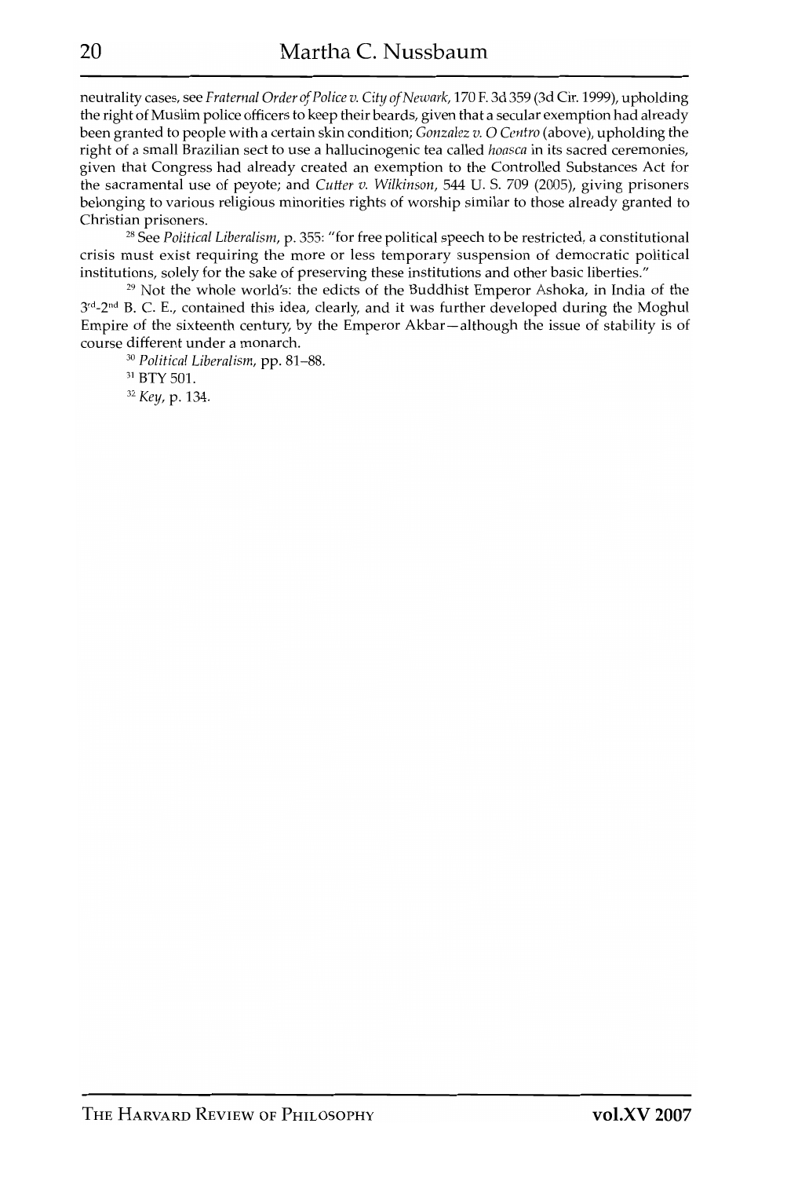neutrality cases, see *Fraternal Order of Police v. City of Newark*, 170 F. 3d 359 (3d Cir. 1999), upholding the right of Muslim police officers to keep their beards, given that a secular exemption had already been granted to people with a certain skin condition; *Gonzalez v. O Centro* (above), upholding the right of a small Brazilian sect to use a hallucinogenic tea called *hoasca* in its sacred ceremonies, given that Congress had already created an exemption to the Controlled Substances Act for the sacramental use of peyote; and *Cutter v. Wilkinson*, 544 U. S. 709 (2005), giving prisoners belonging to various religious minorities rights of worship similar to those already granted to Christian prisoners.

[28] See *Political Liberalism*, p. 355: "for free political speech to be restricted, a constitutional crisis must exist requiring the more or less temporary suspension of democratic political institutions, solely for the sake of preserving these institutions and other basic liberties."

[29] Not the whole world's: the edicts of the Buddhist Emperor Ashoka, in India of the 3rd-2nd B. C. E., contained this idea, clearly, and it was further developed during the Moghul Empire of the sixteenth century, by the Emperor Akbar—although the issue of stability is of course different under a monarch.

[30] *Political Liberalism*, pp. 81–88.

[31] BTY 501.

[32] *Key*, p. 134.